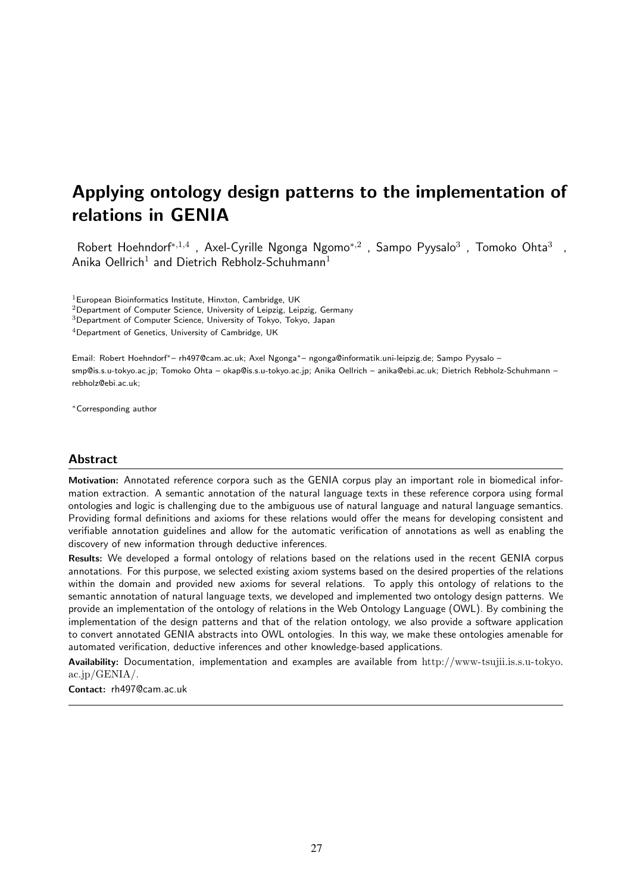# Applying ontology design patterns to the implementation of relations in GENIA

Robert Hoehndorf[*,1,4], Axel-Cyrille Ngonga Ngomo[*,2], Sampo Pyysalo[3], Tomoko Ohta[3], Anika Oellrich[1] and Dietrich Rebholz-Schuhmann[1]

[1]European Bioinformatics Institute, Hinxton, Cambridge, UK
[2]Department of Computer Science, University of Leipzig, Leipzig, Germany
[3]Department of Computer Science, University of Tokyo, Tokyo, Japan
[4]Department of Genetics, University of Cambridge, UK

Email: Robert Hoehndorf*– rh497@cam.ac.uk; Axel Ngonga*– ngonga@informatik.uni-leipzig.de; Sampo Pyysalo – smp@is.s.u-tokyo.ac.jp; Tomoko Ohta – okap@is.s.u-tokyo.ac.jp; Anika Oellrich – anika@ebi.ac.uk; Dietrich Rebholz-Schuhmann – rebholz@ebi.ac.uk;

*Corresponding author

## Abstract

**Motivation:** Annotated reference corpora such as the GENIA corpus play an important role in biomedical information extraction. A semantic annotation of the natural language texts in these reference corpora using formal ontologies and logic is challenging due to the ambiguous use of natural language and natural language semantics. Providing formal definitions and axioms for these relations would offer the means for developing consistent and verifiable annotation guidelines and allow for the automatic verification of annotations as well as enabling the discovery of new information through deductive inferences.

**Results:** We developed a formal ontology of relations based on the relations used in the recent GENIA corpus annotations. For this purpose, we selected existing axiom systems based on the desired properties of the relations within the domain and provided new axioms for several relations. To apply this ontology of relations to the semantic annotation of natural language texts, we developed and implemented two ontology design patterns. We provide an implementation of the ontology of relations in the Web Ontology Language (OWL). By combining the implementation of the design patterns and that of the relation ontology, we also provide a software application to convert annotated GENIA abstracts into OWL ontologies. In this way, we make these ontologies amenable for automated verification, deductive inferences and other knowledge-based applications.

**Availability:** Documentation, implementation and examples are available from http://www-tsujii.is.s.u-tokyo.ac.jp/GENIA/.

**Contact:** rh497@cam.ac.uk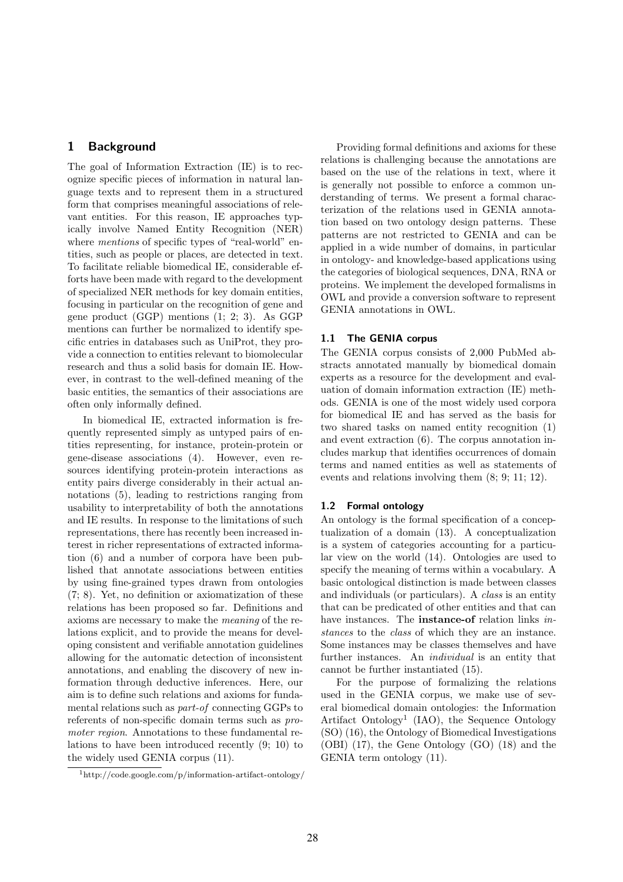## 1 Background

The goal of Information Extraction (IE) is to recognize specific pieces of information in natural language texts and to represent them in a structured form that comprises meaningful associations of relevant entities. For this reason, IE approaches typically involve Named Entity Recognition (NER) where *mentions* of specific types of "real-world" entities, such as people or places, are detected in text. To facilitate reliable biomedical IE, considerable efforts have been made with regard to the development of specialized NER methods for key domain entities, focusing in particular on the recognition of gene and gene product (GGP) mentions (1; 2; 3). As GGP mentions can further be normalized to identify specific entries in databases such as UniProt, they provide a connection to entities relevant to biomolecular research and thus a solid basis for domain IE. However, in contrast to the well-defined meaning of the basic entities, the semantics of their associations are often only informally defined.

In biomedical IE, extracted information is frequently represented simply as untyped pairs of entities representing, for instance, protein-protein or gene-disease associations (4). However, even resources identifying protein-protein interactions as entity pairs diverge considerably in their actual annotations (5), leading to restrictions ranging from usability to interpretability of both the annotations and IE results. In response to the limitations of such representations, there has recently been increased interest in richer representations of extracted information (6) and a number of corpora have been published that annotate associations between entities by using fine-grained types drawn from ontologies (7; 8). Yet, no definition or axiomatization of these relations has been proposed so far. Definitions and axioms are necessary to make the *meaning* of the relations explicit, and to provide the means for developing consistent and verifiable annotation guidelines allowing for the automatic detection of inconsistent annotations, and enabling the discovery of new information through deductive inferences. Here, our aim is to define such relations and axioms for fundamental relations such as *part-of* connecting GGPs to referents of non-specific domain terms such as *promoter region*. Annotations to these fundamental relations to have been introduced recently (9; 10) to the widely used GENIA corpus (11).

Providing formal definitions and axioms for these relations is challenging because the annotations are based on the use of the relations in text, where it is generally not possible to enforce a common understanding of terms. We present a formal characterization of the relations used in GENIA annotation based on two ontology design patterns. These patterns are not restricted to GENIA and can be applied in a wide number of domains, in particular in ontology- and knowledge-based applications using the categories of biological sequences, DNA, RNA or proteins. We implement the developed formalisms in OWL and provide a conversion software to represent GENIA annotations in OWL.

### 1.1 The GENIA corpus

The GENIA corpus consists of 2,000 PubMed abstracts annotated manually by biomedical domain experts as a resource for the development and evaluation of domain information extraction (IE) methods. GENIA is one of the most widely used corpora for biomedical IE and has served as the basis for two shared tasks on named entity recognition (1) and event extraction (6). The corpus annotation includes markup that identifies occurrences of domain terms and named entities as well as statements of events and relations involving them (8; 9; 11; 12).

### 1.2 Formal ontology

An ontology is the formal specification of a conceptualization of a domain (13). A conceptualization is a system of categories accounting for a particular view on the world (14). Ontologies are used to specify the meaning of terms within a vocabulary. A basic ontological distinction is made between classes and individuals (or particulars). A *class* is an entity that can be predicated of other entities and that can have instances. The **instance-of** relation links *instances* to the *class* of which they are an instance. Some instances may be classes themselves and have further instances. An *individual* is an entity that cannot be further instantiated (15).

For the purpose of formalizing the relations used in the GENIA corpus, we make use of several biomedical domain ontologies: the Information Artifact Ontology[1] (IAO), the Sequence Ontology (SO) (16), the Ontology of Biomedical Investigations (OBI) (17), the Gene Ontology (GO) (18) and the GENIA term ontology (11).

[1] http://code.google.com/p/information-artifact-ontology/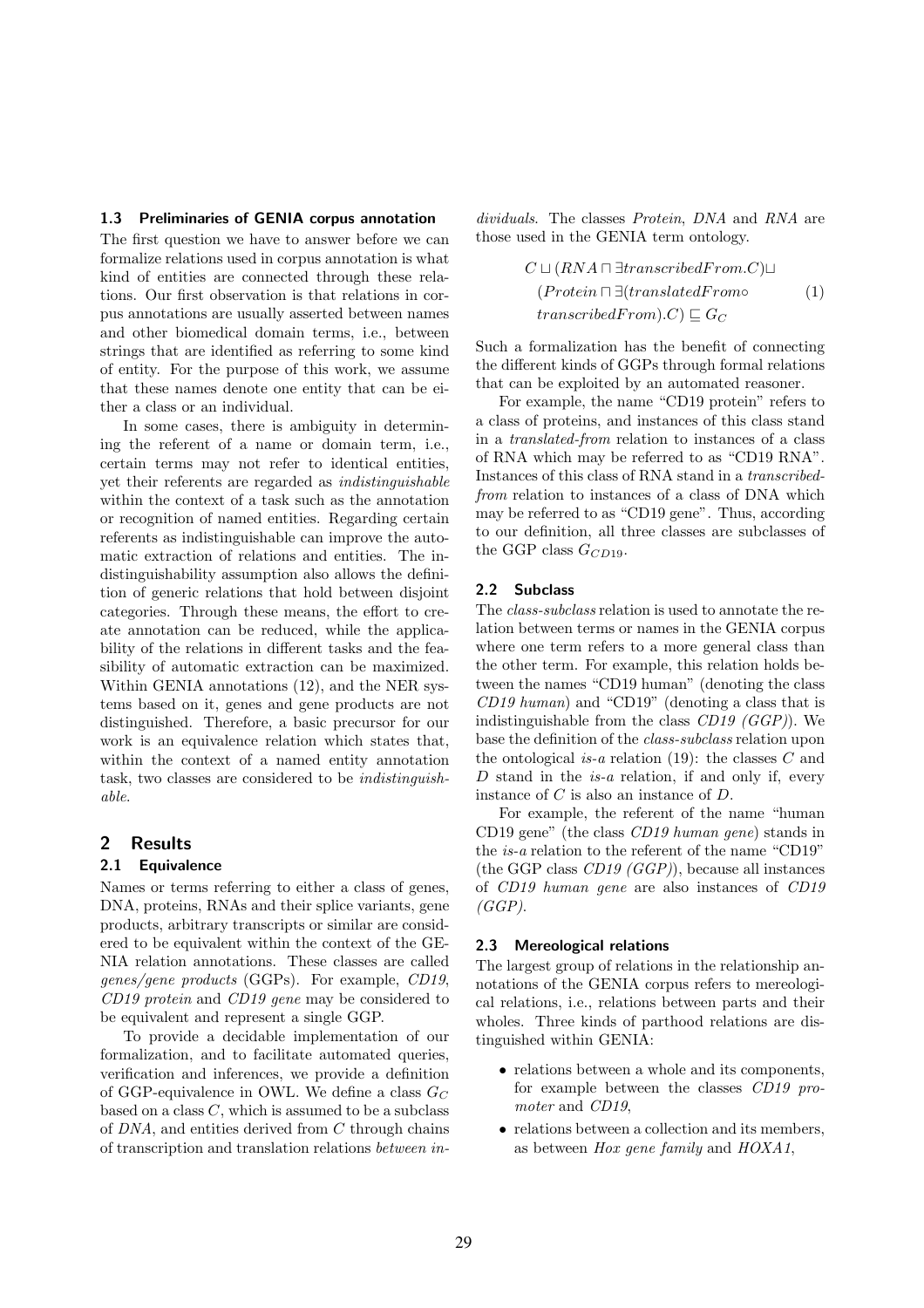### 1.3 Preliminaries of GENIA corpus annotation

The first question we have to answer before we can formalize relations used in corpus annotation is what kind of entities are connected through these relations. Our first observation is that relations in corpus annotations are usually asserted between names and other biomedical domain terms, i.e., between strings that are identified as referring to some kind of entity. For the purpose of this work, we assume that these names denote one entity that can be either a class or an individual.

In some cases, there is ambiguity in determining the referent of a name or domain term, i.e., certain terms may not refer to identical entities, yet their referents are regarded as *indistinguishable* within the context of a task such as the annotation or recognition of named entities. Regarding certain referents as indistinguishable can improve the automatic extraction of relations and entities. The indistinguishability assumption also allows the definition of generic relations that hold between disjoint categories. Through these means, the effort to create annotation can be reduced, while the applicability of the relations in different tasks and the feasibility of automatic extraction can be maximized. Within GENIA annotations (12), and the NER systems based on it, genes and gene products are not distinguished. Therefore, a basic precursor for our work is an equivalence relation which states that, within the context of a named entity annotation task, two classes are considered to be *indistinguishable*.

## 2 Results

### 2.1 Equivalence

Names or terms referring to either a class of genes, DNA, proteins, RNAs and their splice variants, gene products, arbitrary transcripts or similar are considered to be equivalent within the context of the GENIA relation annotations. These classes are called *genes/gene products* (GGPs). For example, *CD19*, *CD19 protein* and *CD19 gene* may be considered to be equivalent and represent a single GGP.

To provide a decidable implementation of our formalization, and to facilitate automated queries, verification and inferences, we provide a definition of GGP-equivalence in OWL. We define a class $G_C$ based on a class $C$, which is assumed to be a subclass of *DNA*, and entities derived from $C$ through chains of transcription and translation relations *between individuals*. The classes *Protein*, *DNA* and *RNA* are those used in the GENIA term ontology.

$$C \sqcup (RNA \sqcap \exists transcribedFrom.C) \sqcup (Protein \sqcap \exists (translatedFrom \circ transcribedFrom).C) \sqsubseteq G_C \quad (1)$$

Such a formalization has the benefit of connecting the different kinds of GGPs through formal relations that can be exploited by an automated reasoner.

For example, the name "CD19 protein" refers to a class of proteins, and instances of this class stand in a *translated-from* relation to instances of a class of RNA which may be referred to as "CD19 RNA". Instances of this class of RNA stand in a *transcribed-from* relation to instances of a class of DNA which may be referred to as "CD19 gene". Thus, according to our definition, all three classes are subclasses of the GGP class $G_{CD19}$.

### 2.2 Subclass

The *class-subclass* relation is used to annotate the relation between terms or names in the GENIA corpus where one term refers to a more general class than the other term. For example, this relation holds between the names "CD19 human" (denoting the class *CD19 human*) and "CD19" (denoting a class that is indistinguishable from the class *CD19 (GGP)*). We base the definition of the *class-subclass* relation upon the ontological *is-a* relation (19): the classes $C$ and $D$ stand in the *is-a* relation, if and only if, every instance of $C$ is also an instance of $D$.

For example, the referent of the name "human CD19 gene" (the class *CD19 human gene*) stands in the *is-a* relation to the referent of the name "CD19" (the GGP class *CD19 (GGP)*), because all instances of *CD19 human gene* are also instances of *CD19 (GGP)*.

### 2.3 Mereological relations

The largest group of relations in the relationship annotations of the GENIA corpus refers to mereological relations, i.e., relations between parts and their wholes. Three kinds of parthood relations are distinguished within GENIA:

- relations between a whole and its components, for example between the classes *CD19 promoter* and *CD19*,
- relations between a collection and its members, as between *Hox gene family* and *HOXA1*,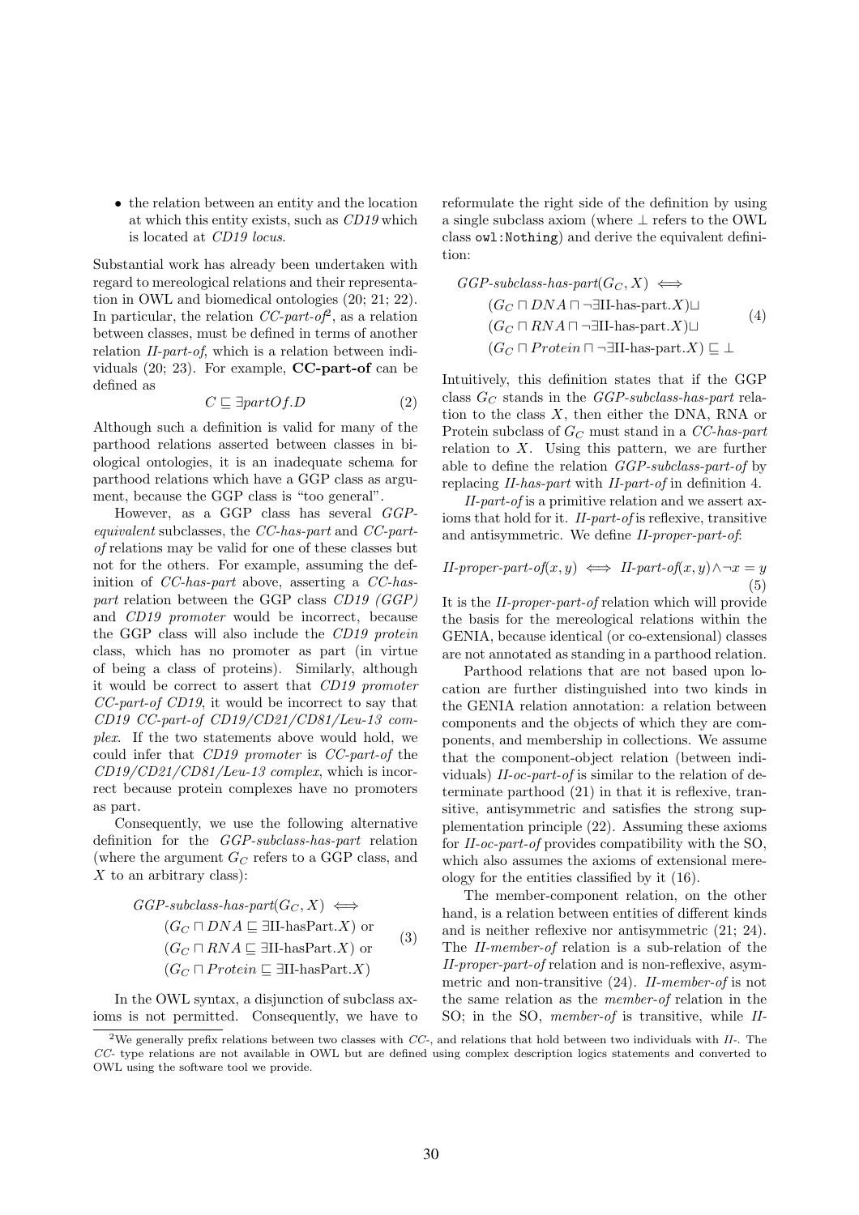- the relation between an entity and the location at which this entity exists, such as *CD19* which is located at *CD19 locus*.

Substantial work has already been undertaken with regard to mereological relations and their representation in OWL and biomedical ontologies (20; 21; 22). In particular, the relation *CC-part-of*[2], as a relation between classes, must be defined in terms of another relation *II-part-of*, which is a relation between individuals (20; 23). For example, **CC-part-of** can be defined as

$$C \sqsubseteq \exists partOf.D \tag{2}$$

Although such a definition is valid for many of the parthood relations asserted between classes in biological ontologies, it is an inadequate schema for parthood relations which have a GGP class as argument, because the GGP class is "too general".

However, as a GGP class has several *GGP-equivalent* subclasses, the *CC-has-part* and *CC-part-of* relations may be valid for one of these classes but not for the others. For example, assuming the definition of *CC-has-part* above, asserting a *CC-has-part* relation between the GGP class *CD19 (GGP)* and *CD19 promoter* would be incorrect, because the GGP class will also include the *CD19 protein* class, which has no promoter as part (in virtue of being a class of proteins). Similarly, although it would be correct to assert that *CD19 promoter* *CC-part-of CD19*, it would be incorrect to say that *CD19 CC-part-of CD19/CD21/CD81/Leu-13 complex*. If the two statements above would hold, we could infer that *CD19 promoter* is *CC-part-of* the *CD19/CD21/CD81/Leu-13 complex*, which is incorrect because protein complexes have no promoters as part.

Consequently, we use the following alternative definition for the *GGP-subclass-has-part* relation (where the argument $G_C$ refers to a GGP class, and $X$ to an arbitrary class):

$$\begin{aligned}
&\textit{GGP-subclass-has-part}(G_C, X) \iff \\
&\quad (G_C \sqcap DNA \sqsubseteq \exists \text{II-hasPart}.X) \text{ or} \\
&\quad (G_C \sqcap RNA \sqsubseteq \exists \text{II-hasPart}.X) \text{ or} \\
&\quad (G_C \sqcap Protein \sqsubseteq \exists \text{II-hasPart}.X)
\end{aligned} \tag{3}$$

In the OWL syntax, a disjunction of subclass axioms is not permitted. Consequently, we have to reformulate the right side of the definition by using a single subclass axiom (where $\bot$ refers to the OWL class `owl:Nothing`) and derive the equivalent definition:

$$\begin{aligned}
&\textit{GGP-subclass-has-part}(G_C, X) \iff \\
&\quad (G_C \sqcap DNA \sqcap \neg\exists \text{II-has-part}.X) \sqcup \\
&\quad (G_C \sqcap RNA \sqcap \neg\exists \text{II-has-part}.X) \sqcup \\
&\quad (G_C \sqcap Protein \sqcap \neg\exists \text{II-has-part}.X) \sqsubseteq \bot
\end{aligned} \tag{4}$$

Intuitively, this definition states that if the GGP class $G_C$ stands in the *GGP-subclass-has-part* relation to the class $X$, then either the DNA, RNA or Protein subclass of $G_C$ must stand in a *CC-has-part* relation to $X$. Using this pattern, we are further able to define the relation *GGP-subclass-part-of* by replacing *II-has-part* with *II-part-of* in definition 4.

*II-part-of* is a primitive relation and we assert axioms that hold for it. *II-part-of* is reflexive, transitive and antisymmetric. We define *II-proper-part-of*:

$$\textit{II-proper-part-of}(x, y) \iff \textit{II-part-of}(x, y) \wedge \neg x = y \tag{5}$$

It is the *II-proper-part-of* relation which will provide the basis for the mereological relations within the GENIA, because identical (or co-extensional) classes are not annotated as standing in a parthood relation.

Parthood relations that are not based upon location are further distinguished into two kinds in the GENIA relation annotation: a relation between components and the objects of which they are components, and membership in collections. We assume that the component-object relation (between individuals) *II-oc-part-of* is similar to the relation of determinate parthood (21) in that it is reflexive, transitive, antisymmetric and satisfies the strong supplementation principle (22). Assuming these axioms for *II-oc-part-of* provides compatibility with the SO, which also assumes the axioms of extensional mereology for the entities classified by it (16).

The member-component relation, on the other hand, is a relation between entities of different kinds and is neither reflexive nor antisymmetric (21; 24). The *II-member-of* relation is a sub-relation of the *II-proper-part-of* relation and is non-reflexive, asymmetric and non-transitive (24). *II-member-of* is not the same relation as the *member-of* relation in the SO; in the SO, *member-of* is transitive, while *II-*

[2]We generally prefix relations between two classes with *CC-*, and relations that hold between two individuals with *II-*. The *CC-* type relations are not available in OWL but are defined using complex description logics statements and converted to OWL using the software tool we provide.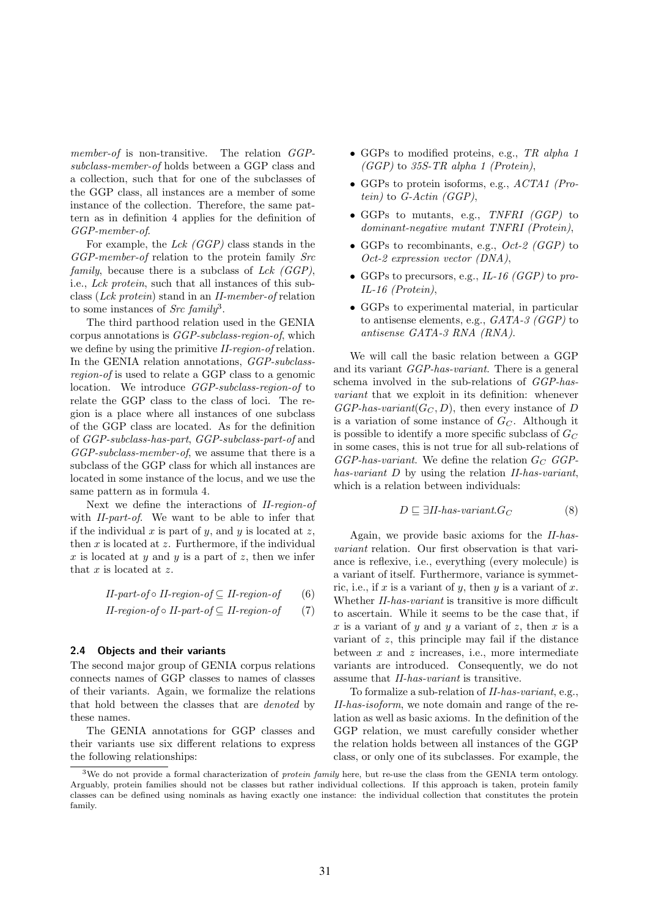*member-of* is non-transitive. The relation *GGP-subclass-member-of* holds between a GGP class and a collection, such that for one of the subclasses of the GGP class, all instances are a member of some instance of the collection. Therefore, the same pattern as in definition 4 applies for the definition of *GGP-member-of*.

For example, the *Lck (GGP)* class stands in the *GGP-member-of* relation to the protein family *Src family*, because there is a subclass of *Lck (GGP)*, i.e., *Lck protein*, such that all instances of this subclass (*Lck protein*) stand in an *II-member-of* relation to some instances of *Src family*[3].

The third parthood relation used in the GENIA corpus annotations is *GGP-subclass-region-of*, which we define by using the primitive *II-region-of* relation. In the GENIA relation annotations, *GGP-subclass-region-of* is used to relate a GGP class to a genomic location. We introduce *GGP-subclass-region-of* to relate the GGP class to the class of loci. The region is a place where all instances of one subclass of the GGP class are located. As for the definition of *GGP-subclass-has-part*, *GGP-subclass-part-of* and *GGP-subclass-member-of*, we assume that there is a subclass of the GGP class for which all instances are located in some instance of the locus, and we use the same pattern as in formula 4.

Next we define the interactions of *II-region-of* with *II-part-of*. We want to be able to infer that if the individual $x$ is part of $y$, and $y$ is located at $z$, then $x$ is located at $z$. Furthermore, if the individual $x$ is located at $y$ and $y$ is a part of $z$, then we infer that $x$ is located at $z$.

$$\textit{II-part-of} \circ \textit{II-region-of} \subseteq \textit{II-region-of} \quad (6)$$

$$\textit{II-region-of} \circ \textit{II-part-of} \subseteq \textit{II-region-of} \quad (7)$$

## 2.4 Objects and their variants

The second major group of GENIA corpus relations connects names of GGP classes to names of classes of their variants. Again, we formalize the relations that hold between the classes that are *denoted* by these names.

The GENIA annotations for GGP classes and their variants use six different relations to express the following relationships:

- GGPs to modified proteins, e.g., *TR alpha 1 (GGP)* to *35S-TR alpha 1 (Protein)*,
- GGPs to protein isoforms, e.g., *ACTA1 (Protein)* to *G-Actin (GGP)*,
- GGPs to mutants, e.g., *TNFRI (GGP)* to *dominant-negative mutant TNFRI (Protein)*,
- GGPs to recombinants, e.g., *Oct-2 (GGP)* to *Oct-2 expression vector (DNA)*,
- GGPs to precursors, e.g., *IL-16 (GGP)* to *pro-IL-16 (Protein)*,
- GGPs to experimental material, in particular to antisense elements, e.g., *GATA-3 (GGP)* to *antisense GATA-3 RNA (RNA)*.

We will call the basic relation between a GGP and its variant *GGP-has-variant*. There is a general schema involved in the sub-relations of *GGP-has-variant* that we exploit in its definition: whenever *GGP-has-variant*$(G_C, D)$, then every instance of $D$ is a variation of some instance of $G_C$. Although it is possible to identify a more specific subclass of $G_C$ in some cases, this is not true for all sub-relations of *GGP-has-variant*. We define the relation $G_C$ *GGP-has-variant* $D$ by using the relation *II-has-variant*, which is a relation between individuals:

$$D \sqsubseteq \exists \textit{II-has-variant}.G_C \quad (8)$$

Again, we provide basic axioms for the *II-has-variant* relation. Our first observation is that variance is reflexive, i.e., everything (every molecule) is a variant of itself. Furthermore, variance is symmetric, i.e., if $x$ is a variant of $y$, then $y$ is a variant of $x$. Whether *II-has-variant* is transitive is more difficult to ascertain. While it seems to be the case that, if $x$ is a variant of $y$ and $y$ a variant of $z$, then $x$ is a variant of $z$, this principle may fail if the distance between $x$ and $z$ increases, i.e., more intermediate variants are introduced. Consequently, we do not assume that *II-has-variant* is transitive.

To formalize a sub-relation of *II-has-variant*, e.g., *II-has-isoform*, we note domain and range of the relation as well as basic axioms. In the definition of the GGP relation, we must carefully consider whether the relation holds between all instances of the GGP class, or only one of its subclasses. For example, the

[3]We do not provide a formal characterization of *protein family* here, but re-use the class from the GENIA term ontology. Arguably, protein families should not be classes but rather individual collections. If this approach is taken, protein family classes can be defined using nominals as having exactly one instance: the individual collection that constitutes the protein family.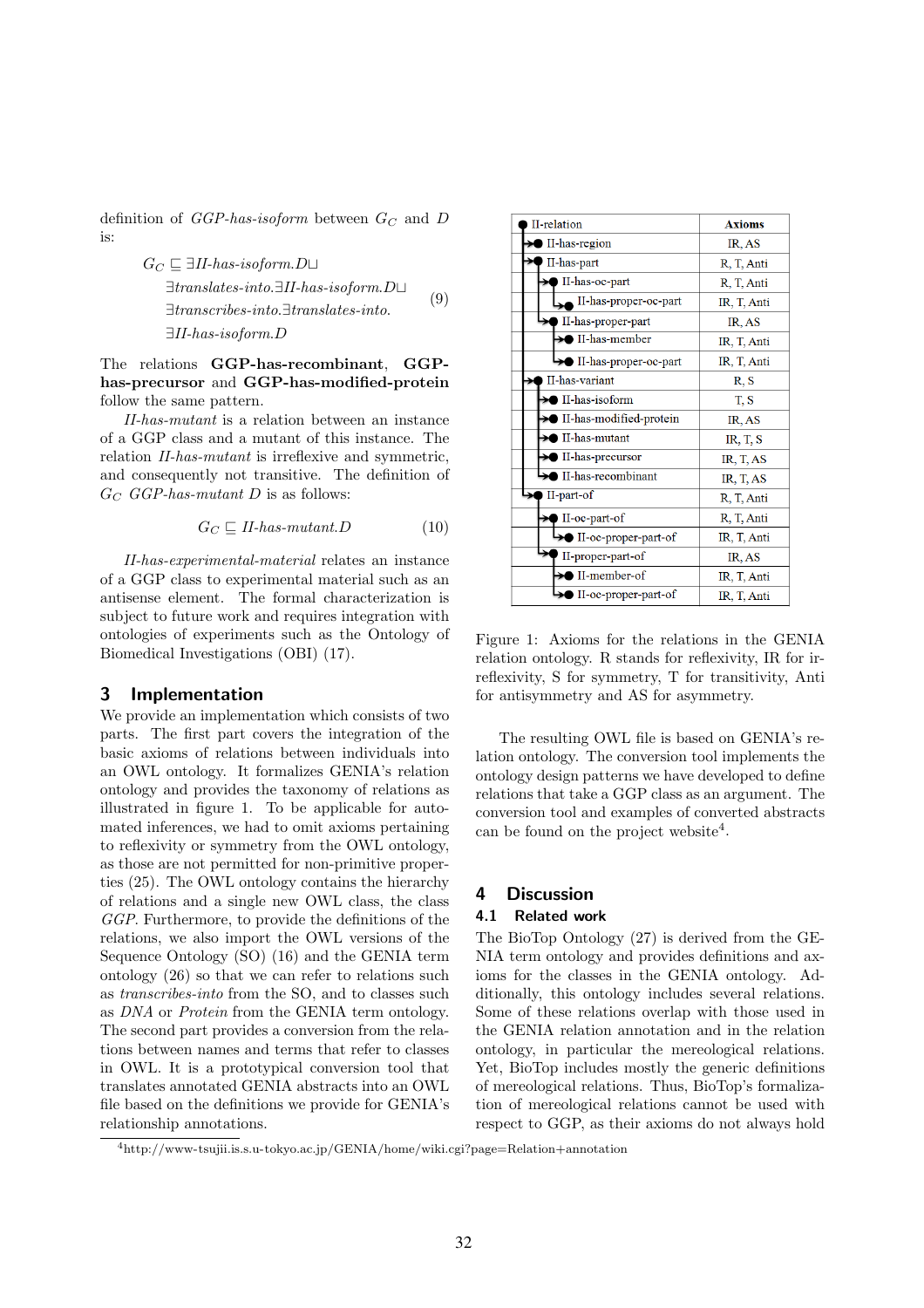definition of *GGP-has-isoform* between $G_C$ and $D$ is:

$$G_C \sqsubseteq \exists \textit{II-has-isoform}.D \sqcup \exists \textit{translates-into}.\exists \textit{II-has-isoform}.D \sqcup \exists \textit{transcribes-into}.\exists \textit{translates-into}.\exists \textit{II-has-isoform}.D \tag{9}$$

The relations **GGP-has-recombinant**, **GGP-has-precursor** and **GGP-has-modified-protein** follow the same pattern.

*II-has-mutant* is a relation between an instance of a GGP class and a mutant of this instance. The relation *II-has-mutant* is irreflexive and symmetric, and consequently not transitive. The definition of $G_C$ *GGP-has-mutant* $D$ is as follows:

$$G_C \sqsubseteq \textit{II-has-mutant}.D \tag{10}$$

*II-has-experimental-material* relates an instance of a GGP class to experimental material such as an antisense element. The formal characterization is subject to future work and requires integration with ontologies of experiments such as the Ontology of Biomedical Investigations (OBI) (17).

## 3 Implementation

We provide an implementation which consists of two parts. The first part covers the integration of the basic axioms of relations between individuals into an OWL ontology. It formalizes GENIA's relation ontology and provides the taxonomy of relations as illustrated in figure 1. To be applicable for automated inferences, we had to omit axioms pertaining to reflexivity or symmetry from the OWL ontology, as those are not permitted for non-primitive properties (25). The OWL ontology contains the hierarchy of relations and a single new OWL class, the class *GGP*. Furthermore, to provide the definitions of the relations, we also import the OWL versions of the Sequence Ontology (SO) (16) and the GENIA term ontology (26) so that we can refer to relations such as *transcribes-into* from the SO, and to classes such as *DNA* or *Protein* from the GENIA term ontology. The second part provides a conversion from the relations between names and terms that refer to classes in OWL. It is a prototypical conversion tool that translates annotated GENIA abstracts into an OWL file based on the definitions we provide for GENIA's relationship annotations.

| II-relation | Axioms |
|---|---|
| II-has-region | IR, AS |
| II-has-part | R, T, Anti |
| II-has-oc-part | R, T, Anti |
| II-has-proper-oc-part | IR, T, Anti |
| II-has-proper-part | IR, AS |
| II-has-member | IR, T, Anti |
| II-has-proper-oc-part | IR, T, Anti |
| II-has-variant | R, S |
| II-has-isoform | T, S |
| II-has-modified-protein | IR, AS |
| II-has-mutant | IR, T, S |
| II-has-precursor | IR, T, AS |
| II-has-recombinant | IR, T, AS |
| II-part-of | R, T, Anti |
| II-oc-part-of | R, T, Anti |
| II-oc-proper-part-of | IR, T, Anti |
| II-proper-part-of | IR, AS |
| II-member-of | IR, T, Anti |
| II-oc-proper-part-of | IR, T, Anti |

Figure 1: Axioms for the relations in the GENIA relation ontology. R stands for reflexivity, IR for irreflexivity, S for symmetry, T for transitivity, Anti for antisymmetry and AS for asymmetry.

The resulting OWL file is based on GENIA's relation ontology. The conversion tool implements the ontology design patterns we have developed to define relations that take a GGP class as an argument. The conversion tool and examples of converted abstracts can be found on the project website[4].

## 4 Discussion

### 4.1 Related work

The BioTop Ontology (27) is derived from the GENIA term ontology and provides definitions and axioms for the classes in the GENIA ontology. Additionally, this ontology includes several relations. Some of these relations overlap with those used in the GENIA relation annotation and in the relation ontology, in particular the mereological relations. Yet, BioTop includes mostly the generic definitions of mereological relations. Thus, BioTop's formalization of mereological relations cannot be used with respect to GGP, as their axioms do not always hold

[4] http://www-tsujii.is.s.u-tokyo.ac.jp/GENIA/home/wiki.cgi?page=Relation+annotation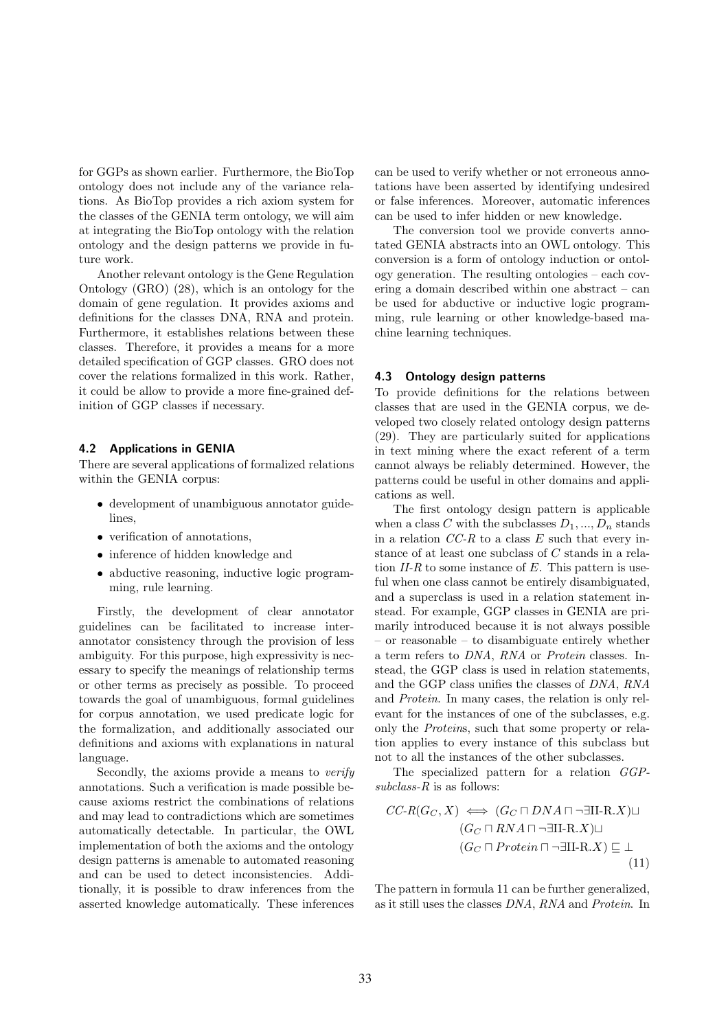for GGPs as shown earlier. Furthermore, the BioTop ontology does not include any of the variance relations. As BioTop provides a rich axiom system for the classes of the GENIA term ontology, we will aim at integrating the BioTop ontology with the relation ontology and the design patterns we provide in future work.

Another relevant ontology is the Gene Regulation Ontology (GRO) (28), which is an ontology for the domain of gene regulation. It provides axioms and definitions for the classes DNA, RNA and protein. Furthermore, it establishes relations between these classes. Therefore, it provides a means for a more detailed specification of GGP classes. GRO does not cover the relations formalized in this work. Rather, it could be allow to provide a more fine-grained definition of GGP classes if necessary.

### 4.2 Applications in GENIA

There are several applications of formalized relations within the GENIA corpus:

- development of unambiguous annotator guidelines,
- verification of annotations,
- inference of hidden knowledge and
- abductive reasoning, inductive logic programming, rule learning.

Firstly, the development of clear annotator guidelines can be facilitated to increase inter-annotator consistency through the provision of less ambiguity. For this purpose, high expressivity is necessary to specify the meanings of relationship terms or other terms as precisely as possible. To proceed towards the goal of unambiguous, formal guidelines for corpus annotation, we used predicate logic for the formalization, and additionally associated our definitions and axioms with explanations in natural language.

Secondly, the axioms provide a means to *verify* annotations. Such a verification is made possible because axioms restrict the combinations of relations and may lead to contradictions which are sometimes automatically detectable. In particular, the OWL implementation of both the axioms and the ontology design patterns is amenable to automated reasoning and can be used to detect inconsistencies. Additionally, it is possible to draw inferences from the asserted knowledge automatically. These inferences can be used to verify whether or not erroneous annotations have been asserted by identifying undesired or false inferences. Moreover, automatic inferences can be used to infer hidden or new knowledge.

The conversion tool we provide converts annotated GENIA abstracts into an OWL ontology. This conversion is a form of ontology induction or ontology generation. The resulting ontologies – each covering a domain described within one abstract – can be used for abductive or inductive logic programming, rule learning or other knowledge-based machine learning techniques.

### 4.3 Ontology design patterns

To provide definitions for the relations between classes that are used in the GENIA corpus, we developed two closely related ontology design patterns (29). They are particularly suited for applications in text mining where the exact referent of a term cannot always be reliably determined. However, the patterns could be useful in other domains and applications as well.

The first ontology design pattern is applicable when a class $C$ with the subclasses $D_1, ..., D_n$ stands in a relation *CC-R* to a class $E$ such that every instance of at least one subclass of $C$ stands in a relation *II-R* to some instance of $E$. This pattern is useful when one class cannot be entirely disambiguated, and a superclass is used in a relation statement instead. For example, GGP classes in GENIA are primarily introduced because it is not always possible – or reasonable – to disambiguate entirely whether a term refers to *DNA*, *RNA* or *Protein* classes. Instead, the GGP class is used in relation statements, and the GGP class unifies the classes of *DNA*, *RNA* and *Protein*. In many cases, the relation is only relevant for the instances of one of the subclasses, e.g. only the *Protein*s, such that some property or relation applies to every instance of this subclass but not to all the instances of the other subclasses.

The specialized pattern for a relation *GGP-subclass-R* is as follows:

$$CC\text{-}R(G_C, X) \iff (G_C \sqcap DNA \sqcap \neg\exists \text{II-R}.X) \sqcup (G_C \sqcap RNA \sqcap \neg\exists \text{II-R}.X) \sqcup (G_C \sqcap Protein \sqcap \neg\exists \text{II-R}.X) \sqsubseteq \bot \tag{11}$$

The pattern in formula 11 can be further generalized, as it still uses the classes *DNA*, *RNA* and *Protein*. In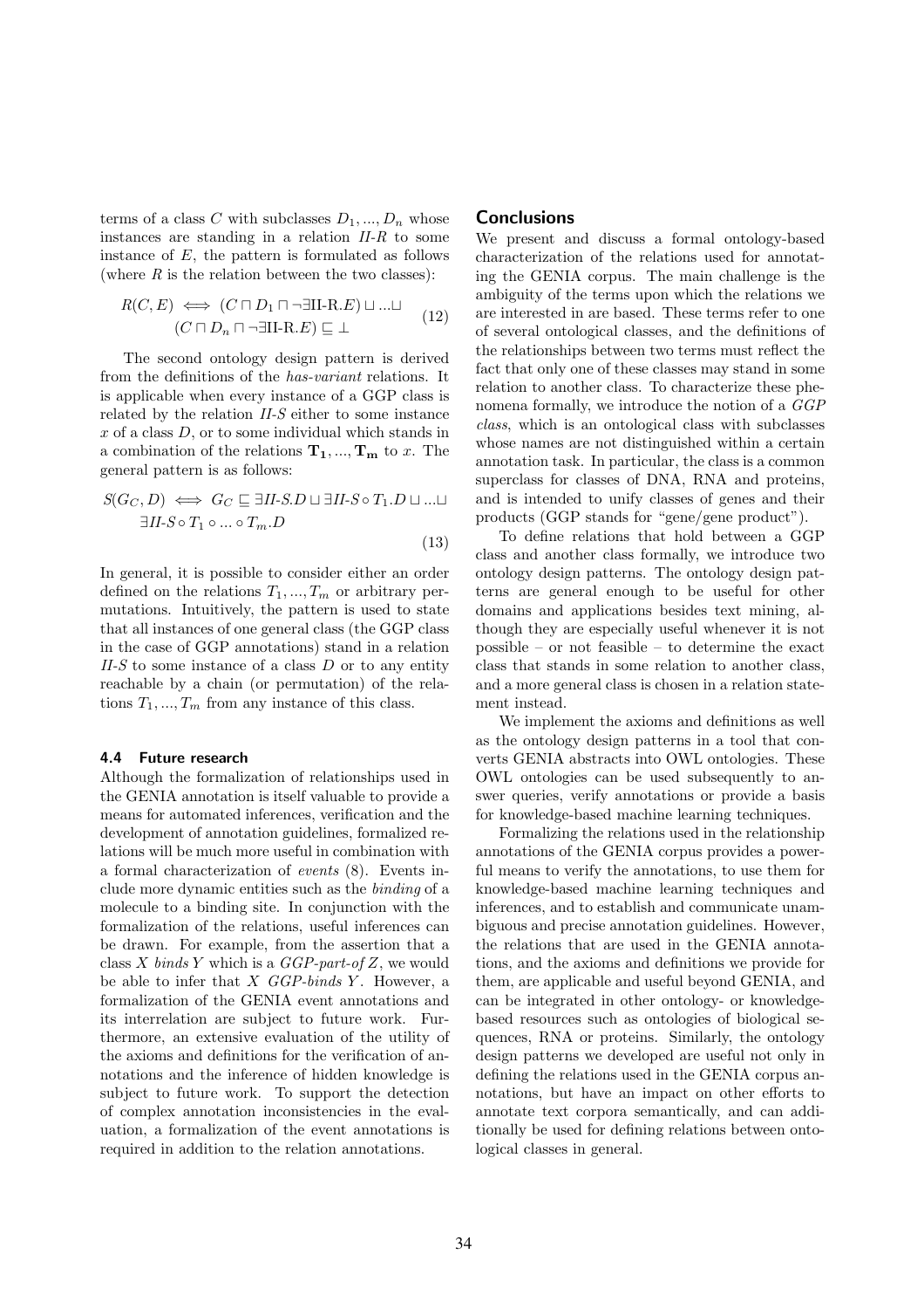terms of a class $C$ with subclasses $D_1, ..., D_n$ whose instances are standing in a relation *II-R* to some instance of $E$, the pattern is formulated as follows (where $R$ is the relation between the two classes):

$$R(C, E) \iff (C \sqcap D_1 \sqcap \neg\exists \text{II-R}.E) \sqcup ... \sqcup (C \sqcap D_n \sqcap \neg\exists \text{II-R}.E) \sqsubseteq \bot \quad (12)$$

The second ontology design pattern is derived from the definitions of the *has-variant* relations. It is applicable when every instance of a GGP class is related by the relation *II-S* either to some instance $x$ of a class $D$, or to some individual which stands in a combination of the relations $\mathbf{T_1}, ..., \mathbf{T_m}$ to $x$. The general pattern is as follows:

$$S(G_C, D) \iff G_C \sqsubseteq \exists \textit{II-S}.D \sqcup \exists \textit{II-S} \circ T_1.D \sqcup ... \sqcup \exists \textit{II-S} \circ T_1 \circ ... \circ T_m.D \quad (13)$$

In general, it is possible to consider either an order defined on the relations $T_1, ..., T_m$ or arbitrary permutations. Intuitively, the pattern is used to state that all instances of one general class (the GGP class in the case of GGP annotations) stand in a relation *II-S* to some instance of a class $D$ or to any entity reachable by a chain (or permutation) of the relations $T_1, ..., T_m$ from any instance of this class.

### 4.4 Future research

Although the formalization of relationships used in the GENIA annotation is itself valuable to provide a means for automated inferences, verification and the development of annotation guidelines, formalized relations will be much more useful in combination with a formal characterization of *events* (8). Events include more dynamic entities such as the *binding* of a molecule to a binding site. In conjunction with the formalization of the relations, useful inferences can be drawn. For example, from the assertion that a class $X$ *binds* $Y$ which is a *GGP-part-of* $Z$, we would be able to infer that $X$ *GGP-binds* $Y$. However, a formalization of the GENIA event annotations and its interrelation are subject to future work. Furthermore, an extensive evaluation of the utility of the axioms and definitions for the verification of annotations and the inference of hidden knowledge is subject to future work. To support the detection of complex annotation inconsistencies in the evaluation, a formalization of the event annotations is required in addition to the relation annotations.

## Conclusions

We present and discuss a formal ontology-based characterization of the relations used for annotating the GENIA corpus. The main challenge is the ambiguity of the terms upon which the relations we are interested in are based. These terms refer to one of several ontological classes, and the definitions of the relationships between two terms must reflect the fact that only one of these classes may stand in some relation to another class. To characterize these phenomena formally, we introduce the notion of a *GGP class*, which is an ontological class with subclasses whose names are not distinguished within a certain annotation task. In particular, the class is a common superclass for classes of DNA, RNA and proteins, and is intended to unify classes of genes and their products (GGP stands for "gene/gene product").

To define relations that hold between a GGP class and another class formally, we introduce two ontology design patterns. The ontology design patterns are general enough to be useful for other domains and applications besides text mining, although they are especially useful whenever it is not possible – or not feasible – to determine the exact class that stands in some relation to another class, and a more general class is chosen in a relation statement instead.

We implement the axioms and definitions as well as the ontology design patterns in a tool that converts GENIA abstracts into OWL ontologies. These OWL ontologies can be used subsequently to answer queries, verify annotations or provide a basis for knowledge-based machine learning techniques.

Formalizing the relations used in the relationship annotations of the GENIA corpus provides a powerful means to verify the annotations, to use them for knowledge-based machine learning techniques and inferences, and to establish and communicate unambiguous and precise annotation guidelines. However, the relations that are used in the GENIA annotations, and the axioms and definitions we provide for them, are applicable and useful beyond GENIA, and can be integrated in other ontology- or knowledge-based resources such as ontologies of biological sequences, RNA or proteins. Similarly, the ontology design patterns we developed are useful not only in defining the relations used in the GENIA corpus annotations, but have an impact on other efforts to annotate text corpora semantically, and can additionally be used for defining relations between ontological classes in general.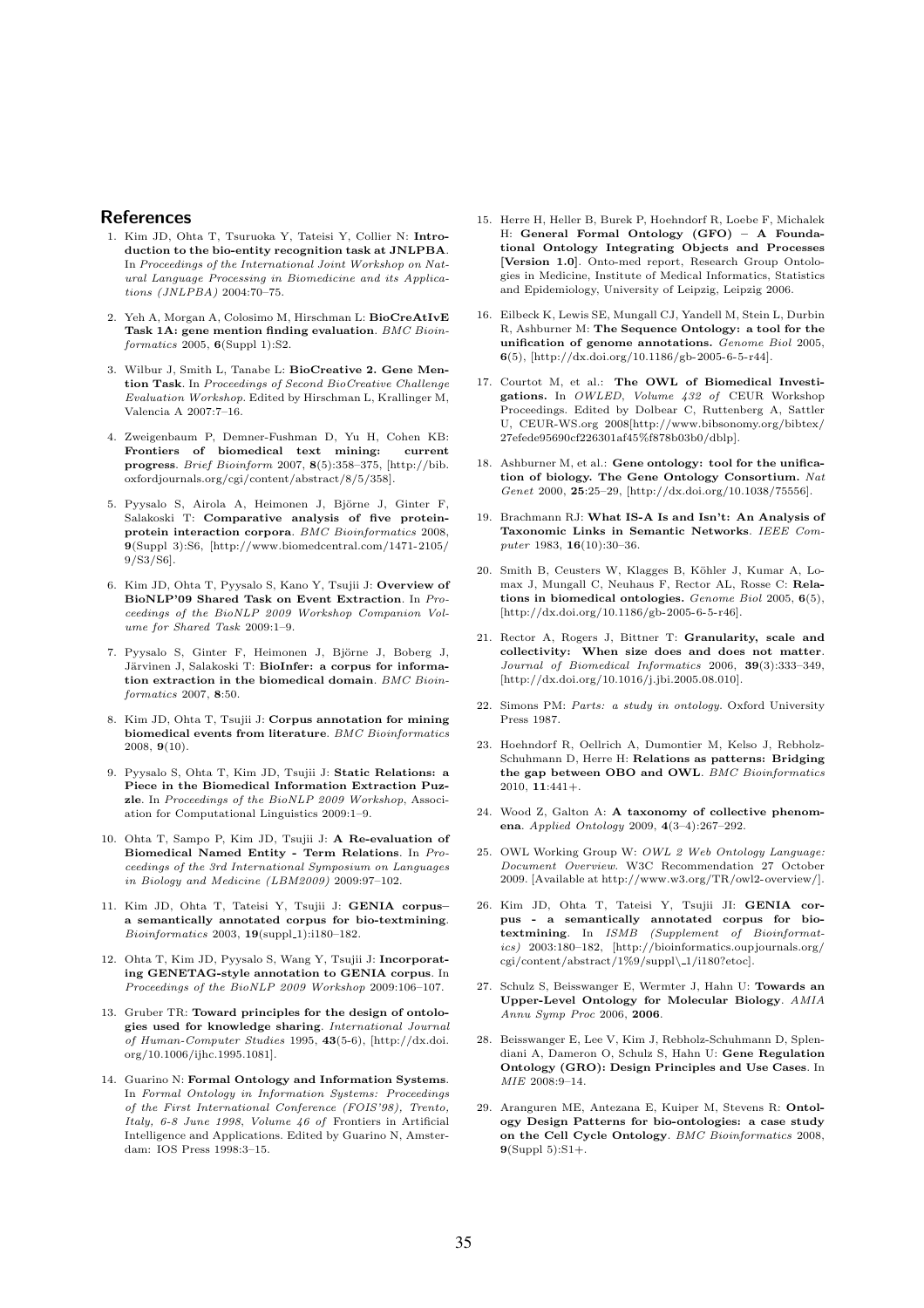## References

1. Kim JD, Ohta T, Tsuruoka Y, Tateisi Y, Collier N: **Introduction to the bio-entity recognition task at JNLPBA**. In *Proceedings of the International Joint Workshop on Natural Language Processing in Biomedicine and its Applications (JNLPBA)* 2004:70–75.

2. Yeh A, Morgan A, Colosimo M, Hirschman L: **BioCreAtIvE Task 1A: gene mention finding evaluation**. *BMC Bioinformatics* 2005, **6**(Suppl 1):S2.

3. Wilbur J, Smith L, Tanabe L: **BioCreative 2. Gene Mention Task**. In *Proceedings of Second BioCreative Challenge Evaluation Workshop*. Edited by Hirschman L, Krallinger M, Valencia A 2007:7–16.

4. Zweigenbaum P, Demner-Fushman D, Yu H, Cohen KB: **Frontiers of biomedical text mining: current progress**. *Brief Bioinform* 2007, **8**(5):358–375, [http://bib.oxfordjournals.org/cgi/content/abstract/8/5/358].

5. Pyysalo S, Airola A, Heimonen J, Björne J, Ginter F, Salakoski T: **Comparative analysis of five protein-protein interaction corpora**. *BMC Bioinformatics* 2008, **9**(Suppl 3):S6, [http://www.biomedcentral.com/1471-2105/9/S3/S6].

6. Kim JD, Ohta T, Pyysalo S, Kano Y, Tsujii J: **Overview of BioNLP'09 Shared Task on Event Extraction**. In *Proceedings of the BioNLP 2009 Workshop Companion Volume for Shared Task* 2009:1–9.

7. Pyysalo S, Ginter F, Heimonen J, Björne J, Boberg J, Järvinen J, Salakoski T: **BioInfer: a corpus for information extraction in the biomedical domain**. *BMC Bioinformatics* 2007, **8**:50.

8. Kim JD, Ohta T, Tsujii J: **Corpus annotation for mining biomedical events from literature**. *BMC Bioinformatics* 2008, **9**(10).

9. Pyysalo S, Ohta T, Kim JD, Tsujii J: **Static Relations: a Piece in the Biomedical Information Extraction Puzzle**. In *Proceedings of the BioNLP 2009 Workshop*, Association for Computational Linguistics 2009:1–9.

10. Ohta T, Sampo P, Kim JD, Tsujii J: **A Re-evaluation of Biomedical Named Entity - Term Relations**. In *Proceedings of the 3rd International Symposium on Languages in Biology and Medicine (LBM2009)* 2009:97–102.

11. Kim JD, Ohta T, Tateisi Y, Tsujii J: **GENIA corpus–a semantically annotated corpus for bio-textmining**. *Bioinformatics* 2003, **19**(suppl_1):i180–182.

12. Ohta T, Kim JD, Pyysalo S, Wang Y, Tsujii J: **Incorporating GENETAG-style annotation to GENIA corpus**. In *Proceedings of the BioNLP 2009 Workshop* 2009:106–107.

13. Gruber TR: **Toward principles for the design of ontologies used for knowledge sharing**. *International Journal of Human-Computer Studies* 1995, **43**(5-6), [http://dx.doi.org/10.1006/ijhc.1995.1081].

14. Guarino N: **Formal Ontology and Information Systems**. In *Formal Ontology in Information Systems: Proceedings of the First International Conference (FOIS'98), Trento, Italy, 6-8 June 1998, Volume 46 of* Frontiers in Artificial Intelligence and Applications. Edited by Guarino N, Amsterdam: IOS Press 1998:3–15.

15. Herre H, Heller B, Burek P, Hoehndorf R, Loebe F, Michalek H: **General Formal Ontology (GFO) – A Foundational Ontology Integrating Objects and Processes [Version 1.0]**. Onto-med report, Research Group Ontologies in Medicine, Institute of Medical Informatics, Statistics and Epidemiology, University of Leipzig, Leipzig 2006.

16. Eilbeck K, Lewis SE, Mungall CJ, Yandell M, Stein L, Durbin R, Ashburner M: **The Sequence Ontology: a tool for the unification of genome annotations.** *Genome Biol* 2005, **6**(5), [http://dx.doi.org/10.1186/gb-2005-6-5-r44].

17. Courtot M, et al.: **The OWL of Biomedical Investigations.** In *OWLED, Volume 432 of* CEUR Workshop Proceedings. Edited by Dolbear C, Ruttenberg A, Sattler U, CEUR-WS.org 2008[http://www.bibsonomy.org/bibtex/27efede95690cf226301af45%f878b03b0/dblp].

18. Ashburner M, et al.: **Gene ontology: tool for the unification of biology. The Gene Ontology Consortium.** *Nat Genet* 2000, **25**:25–29, [http://dx.doi.org/10.1038/75556].

19. Brachmann RJ: **What IS-A Is and Isn't: An Analysis of Taxonomic Links in Semantic Networks**. *IEEE Computer* 1983, **16**(10):30–36.

20. Smith B, Ceusters W, Klagges B, Köhler J, Kumar A, Lomax J, Mungall C, Neuhaus F, Rector AL, Rosse C: **Relations in biomedical ontologies.** *Genome Biol* 2005, **6**(5), [http://dx.doi.org/10.1186/gb-2005-6-5-r46].

21. Rector A, Rogers J, Bittner T: **Granularity, scale and collectivity: When size does and does not matter**. *Journal of Biomedical Informatics* 2006, **39**(3):333–349, [http://dx.doi.org/10.1016/j.jbi.2005.08.010].

22. Simons PM: *Parts: a study in ontology*. Oxford University Press 1987.

23. Hoehndorf R, Oellrich A, Dumontier M, Kelso J, Rebholz-Schuhmann D, Herre H: **Relations as patterns: Bridging the gap between OBO and OWL**. *BMC Bioinformatics* 2010, **11**:441+.

24. Wood Z, Galton A: **A taxonomy of collective phenomena**. *Applied Ontology* 2009, **4**(3–4):267–292.

25. OWL Working Group W: *OWL 2 Web Ontology Language: Document Overview*. W3C Recommendation 27 October 2009. [Available at http://www.w3.org/TR/owl2-overview/].

26. Kim JD, Ohta T, Tateisi Y, Tsujii JI: **GENIA corpus - a semantically annotated corpus for bio-textmining**. In *ISMB (Supplement of Bioinformatics)* 2003:180–182, [http://bioinformatics.oupjournals.org/cgi/content/abstract/1%9/suppl\_1/i180?etoc].

27. Schulz S, Beisswanger E, Wermter J, Hahn U: **Towards an Upper-Level Ontology for Molecular Biology**. *AMIA Annu Symp Proc* 2006, **2006**.

28. Beisswanger E, Lee V, Kim J, Rebholz-Schuhmann D, Splendiani A, Dameron O, Schulz S, Hahn U: **Gene Regulation Ontology (GRO): Design Principles and Use Cases**. In *MIE* 2008:9–14.

29. Aranguren ME, Antezana E, Kuiper M, Stevens R: **Ontology Design Patterns for bio-ontologies: a case study on the Cell Cycle Ontology**. *BMC Bioinformatics* 2008, **9**(Suppl 5):S1+.